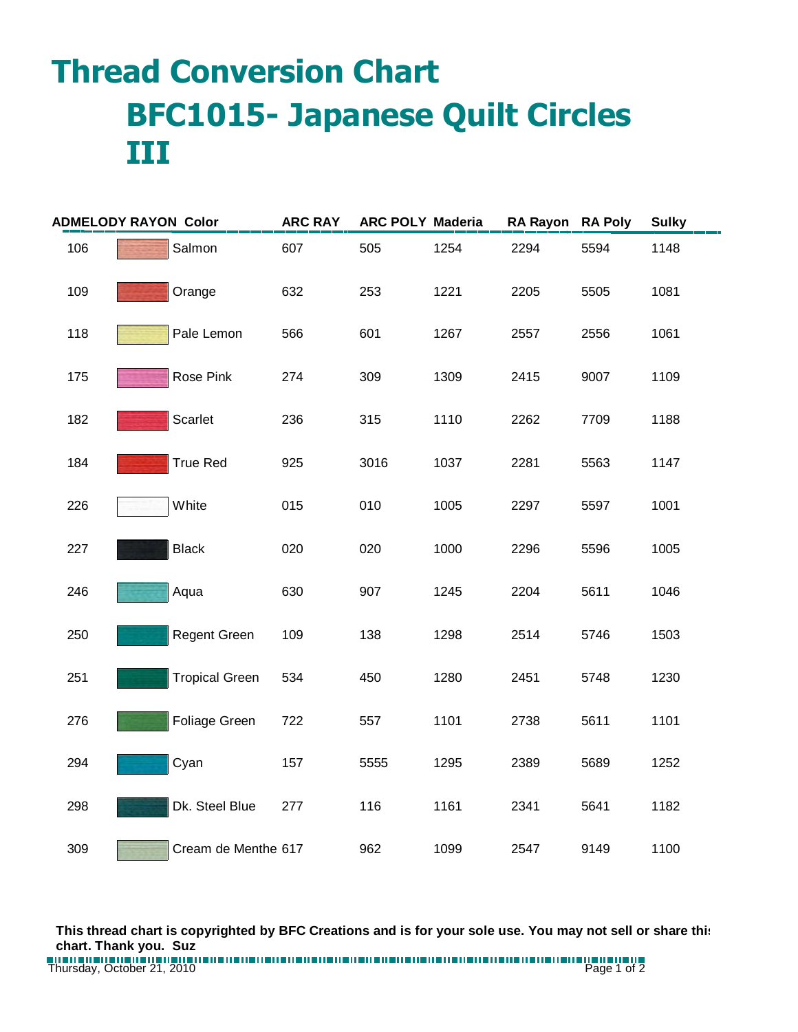# Thread Conversion Chart

## BFC1015- Japanese Quilt Circles III

| ADMELODY RAYON | | Color | ARC RAY | ARC POLY | Maderia | RA Rayon | RA Poly | Sulky |
|---|---|---|---|---|---|---|---|---|
| 106 | | Salmon | 607 | 505 | 1254 | 2294 | 5594 | 1148 |
| 109 | | Orange | 632 | 253 | 1221 | 2205 | 5505 | 1081 |
| 118 | | Pale Lemon | 566 | 601 | 1267 | 2557 | 2556 | 1061 |
| 175 | | Rose Pink | 274 | 309 | 1309 | 2415 | 9007 | 1109 |
| 182 | | Scarlet | 236 | 315 | 1110 | 2262 | 7709 | 1188 |
| 184 | | True Red | 925 | 3016 | 1037 | 2281 | 5563 | 1147 |
| 226 | | White | 015 | 010 | 1005 | 2297 | 5597 | 1001 |
| 227 | | Black | 020 | 020 | 1000 | 2296 | 5596 | 1005 |
| 246 | | Aqua | 630 | 907 | 1245 | 2204 | 5611 | 1046 |
| 250 | | Regent Green | 109 | 138 | 1298 | 2514 | 5746 | 1503 |
| 251 | | Tropical Green | 534 | 450 | 1280 | 2451 | 5748 | 1230 |
| 276 | | Foliage Green | 722 | 557 | 1101 | 2738 | 5611 | 1101 |
| 294 | | Cyan | 157 | 5555 | 1295 | 2389 | 5689 | 1252 |
| 298 | | Dk. Steel Blue | 277 | 116 | 1161 | 2341 | 5641 | 1182 |
| 309 | | Cream de Menthe | 617 | 962 | 1099 | 2547 | 9149 | 1100 |

**This thread chart is copyrighted by BFC Creations and is for your sole use. You may not sell or share this chart. Thank you. Suz**

Thursday, October 21, 2010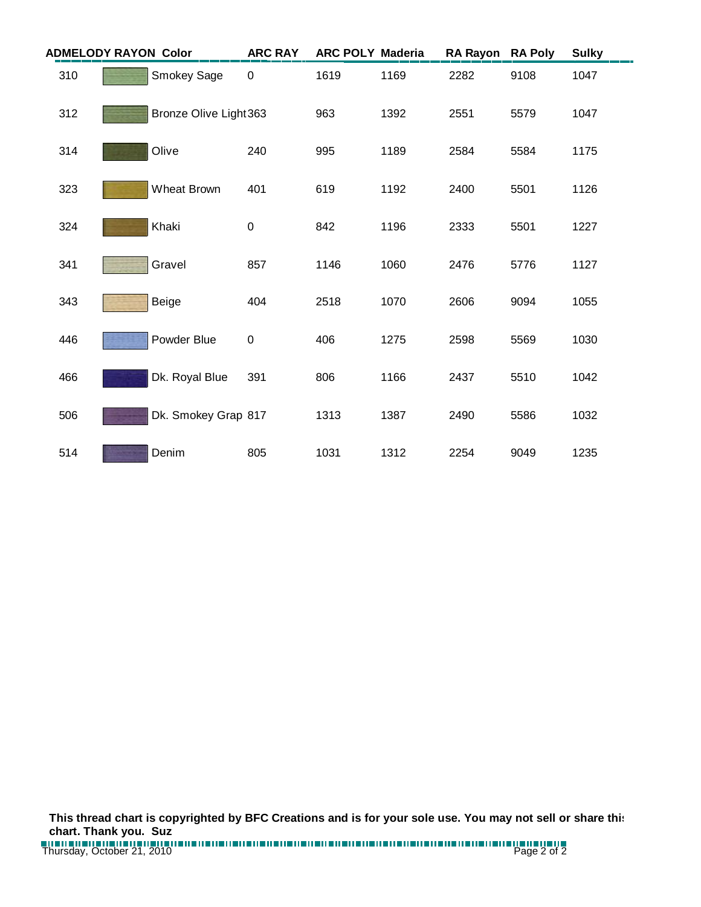| ADMELODY RAYON | | Color | ARC RAY | ARC POLY | Maderia | RA Rayon | RA Poly | Sulky |
|---|---|---|---|---|---|---|---|---|
| 310 | | Smokey Sage | 0 | 1619 | 1169 | 2282 | 9108 | 1047 |
| 312 | | Bronze Olive Light | 363 | 963 | 1392 | 2551 | 5579 | 1047 |
| 314 | | Olive | 240 | 995 | 1189 | 2584 | 5584 | 1175 |
| 323 | | Wheat Brown | 401 | 619 | 1192 | 2400 | 5501 | 1126 |
| 324 | | Khaki | 0 | 842 | 1196 | 2333 | 5501 | 1227 |
| 341 | | Gravel | 857 | 1146 | 1060 | 2476 | 5776 | 1127 |
| 343 | | Beige | 404 | 2518 | 1070 | 2606 | 9094 | 1055 |
| 446 | | Powder Blue | 0 | 406 | 1275 | 2598 | 5569 | 1030 |
| 466 | | Dk. Royal Blue | 391 | 806 | 1166 | 2437 | 5510 | 1042 |
| 506 | | Dk. Smokey Grap | 817 | 1313 | 1387 | 2490 | 5586 | 1032 |
| 514 | | Denim | 805 | 1031 | 1312 | 2254 | 9049 | 1235 |

**This thread chart is copyrighted by BFC Creations and is for your sole use. You may not sell or share this chart. Thank you. Suz**

Thursday, October 21, 2010